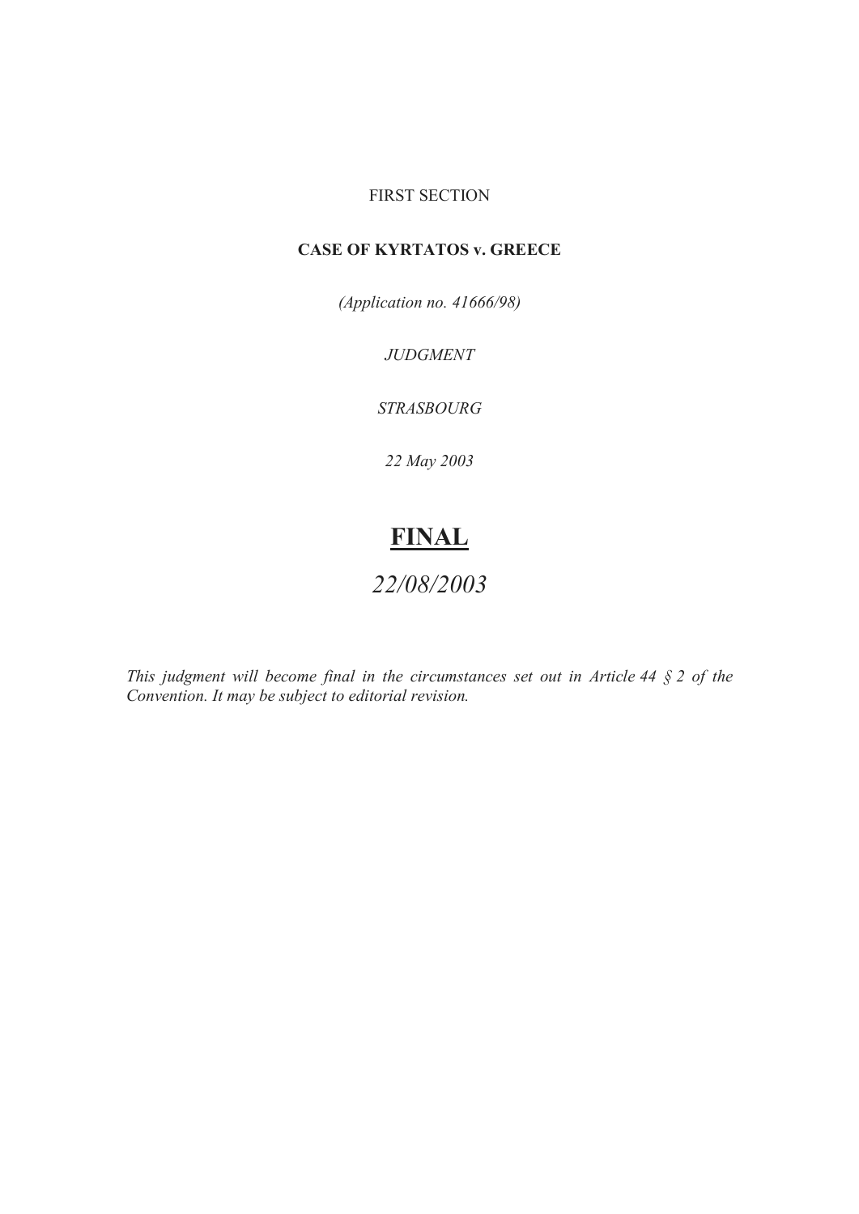FIRST SECTION

**CASE OF KYRTATOS v. GREECE**

*(Application no. 41666/98)*

*JUDGMENT*

*STRASBOURG*

*22 May 2003*

# FINAL

*22/08/2003*

*This judgment will become final in the circumstances set out in Article 44 § 2 of the Convention. It may be subject to editorial revision.*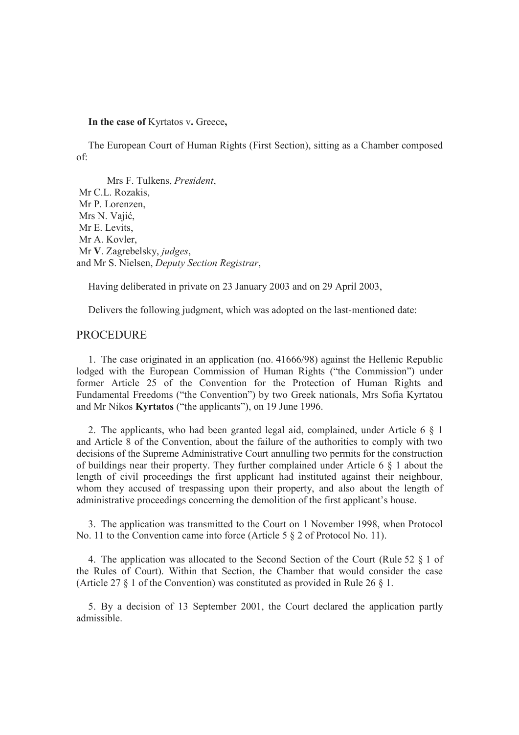**In the case of** Kyrtatos v**.** Greece**,**

The European Court of Human Rights (First Section), sitting as a Chamber composed of:

Mrs F. Tulkens, *President*,
Mr C.L. Rozakis,
Mr P. Lorenzen,
Mrs N. Vajić,
Mr E. Levits,
Mr A. Kovler,
Mr **V**. Zagrebelsky, *judges*,
and Mr S. Nielsen, *Deputy Section Registrar*,

Having deliberated in private on 23 January 2003 and on 29 April 2003,

Delivers the following judgment, which was adopted on the last-mentioned date:

## PROCEDURE

1. The case originated in an application (no. 41666/98) against the Hellenic Republic lodged with the European Commission of Human Rights ("the Commission") under former Article 25 of the Convention for the Protection of Human Rights and Fundamental Freedoms ("the Convention") by two Greek nationals, Mrs Sofia Kyrtatou and Mr Nikos **Kyrtatos** ("the applicants"), on 19 June 1996.

2. The applicants, who had been granted legal aid, complained, under Article 6 § 1 and Article 8 of the Convention, about the failure of the authorities to comply with two decisions of the Supreme Administrative Court annulling two permits for the construction of buildings near their property. They further complained under Article 6 § 1 about the length of civil proceedings the first applicant had instituted against their neighbour, whom they accused of trespassing upon their property, and also about the length of administrative proceedings concerning the demolition of the first applicant's house.

3. The application was transmitted to the Court on 1 November 1998, when Protocol No. 11 to the Convention came into force (Article 5 § 2 of Protocol No. 11).

4. The application was allocated to the Second Section of the Court (Rule 52 § 1 of the Rules of Court). Within that Section, the Chamber that would consider the case (Article 27 § 1 of the Convention) was constituted as provided in Rule 26 § 1.

5. By a decision of 13 September 2001, the Court declared the application partly admissible.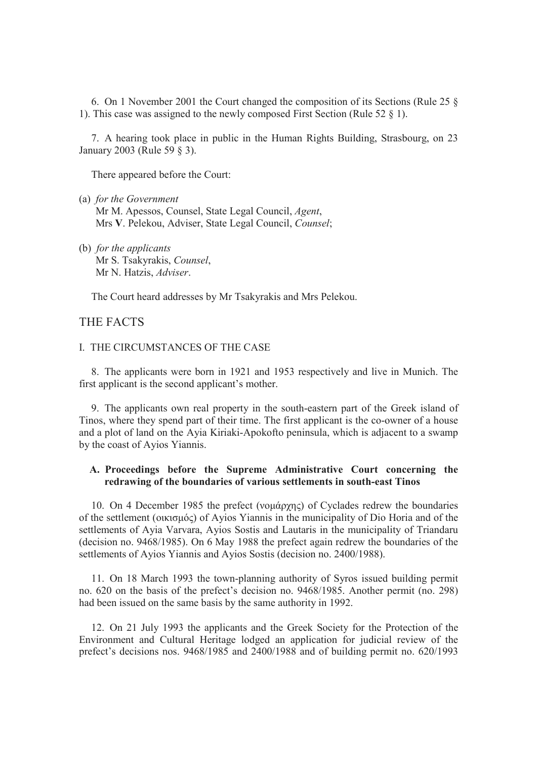6. On 1 November 2001 the Court changed the composition of its Sections (Rule 25 § 1). This case was assigned to the newly composed First Section (Rule 52 § 1).

7. A hearing took place in public in the Human Rights Building, Strasbourg, on 23 January 2003 (Rule 59 § 3).

There appeared before the Court:

(a) *for the Government*
Mr M. Apessos, Counsel, State Legal Council, *Agent*,
Mrs **V**. Pelekou, Adviser, State Legal Council, *Counsel*;

(b) *for the applicants*
Mr S. Tsakyrakis, *Counsel*,
Mr N. Hatzis, *Adviser*.

The Court heard addresses by Mr Tsakyrakis and Mrs Pelekou.

# THE FACTS

## I. THE CIRCUMSTANCES OF THE CASE

8. The applicants were born in 1921 and 1953 respectively and live in Munich. The first applicant is the second applicant's mother.

9. The applicants own real property in the south-eastern part of the Greek island of Tinos, where they spend part of their time. The first applicant is the co-owner of a house and a plot of land on the Ayia Kiriaki-Apokofto peninsula, which is adjacent to a swamp by the coast of Ayios Yiannis.

### A. Proceedings before the Supreme Administrative Court concerning the redrawing of the boundaries of various settlements in south-east Tinos

10. On 4 December 1985 the prefect (νομάρχης) of Cyclades redrew the boundaries of the settlement (οικισμός) of Ayios Yiannis in the municipality of Dio Horia and of the settlements of Ayia Varvara, Ayios Sostis and Lautaris in the municipality of Triandaru (decision no. 9468/1985). On 6 May 1988 the prefect again redrew the boundaries of the settlements of Ayios Yiannis and Ayios Sostis (decision no. 2400/1988).

11. On 18 March 1993 the town-planning authority of Syros issued building permit no. 620 on the basis of the prefect's decision no. 9468/1985. Another permit (no. 298) had been issued on the same basis by the same authority in 1992.

12. On 21 July 1993 the applicants and the Greek Society for the Protection of the Environment and Cultural Heritage lodged an application for judicial review of the prefect's decisions nos. 9468/1985 and 2400/1988 and of building permit no. 620/1993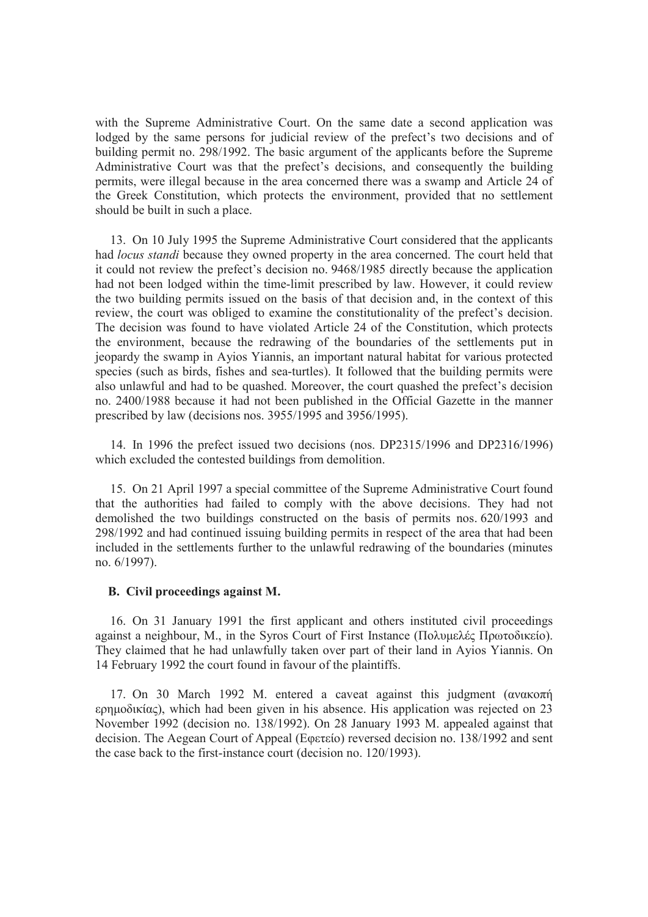with the Supreme Administrative Court. On the same date a second application was lodged by the same persons for judicial review of the prefect's two decisions and of building permit no. 298/1992. The basic argument of the applicants before the Supreme Administrative Court was that the prefect's decisions, and consequently the building permits, were illegal because in the area concerned there was a swamp and Article 24 of the Greek Constitution, which protects the environment, provided that no settlement should be built in such a place.

13. On 10 July 1995 the Supreme Administrative Court considered that the applicants had *locus standi* because they owned property in the area concerned. The court held that it could not review the prefect's decision no. 9468/1985 directly because the application had not been lodged within the time-limit prescribed by law. However, it could review the two building permits issued on the basis of that decision and, in the context of this review, the court was obliged to examine the constitutionality of the prefect's decision. The decision was found to have violated Article 24 of the Constitution, which protects the environment, because the redrawing of the boundaries of the settlements put in jeopardy the swamp in Ayios Yiannis, an important natural habitat for various protected species (such as birds, fishes and sea-turtles). It followed that the building permits were also unlawful and had to be quashed. Moreover, the court quashed the prefect's decision no. 2400/1988 because it had not been published in the Official Gazette in the manner prescribed by law (decisions nos. 3955/1995 and 3956/1995).

14. In 1996 the prefect issued two decisions (nos. DP2315/1996 and DP2316/1996) which excluded the contested buildings from demolition.

15. On 21 April 1997 a special committee of the Supreme Administrative Court found that the authorities had failed to comply with the above decisions. They had not demolished the two buildings constructed on the basis of permits nos. 620/1993 and 298/1992 and had continued issuing building permits in respect of the area that had been included in the settlements further to the unlawful redrawing of the boundaries (minutes no. 6/1997).

### B. Civil proceedings against M.

16. On 31 January 1991 the first applicant and others instituted civil proceedings against a neighbour, M., in the Syros Court of First Instance (Πολυμελές Πρωτοδικείο). They claimed that he had unlawfully taken over part of their land in Ayios Yiannis. On 14 February 1992 the court found in favour of the plaintiffs.

17. On 30 March 1992 M. entered a caveat against this judgment (ανακοπή ερημοδικίας), which had been given in his absence. His application was rejected on 23 November 1992 (decision no. 138/1992). On 28 January 1993 M. appealed against that decision. The Aegean Court of Appeal (Εφετείο) reversed decision no. 138/1992 and sent the case back to the first-instance court (decision no. 120/1993).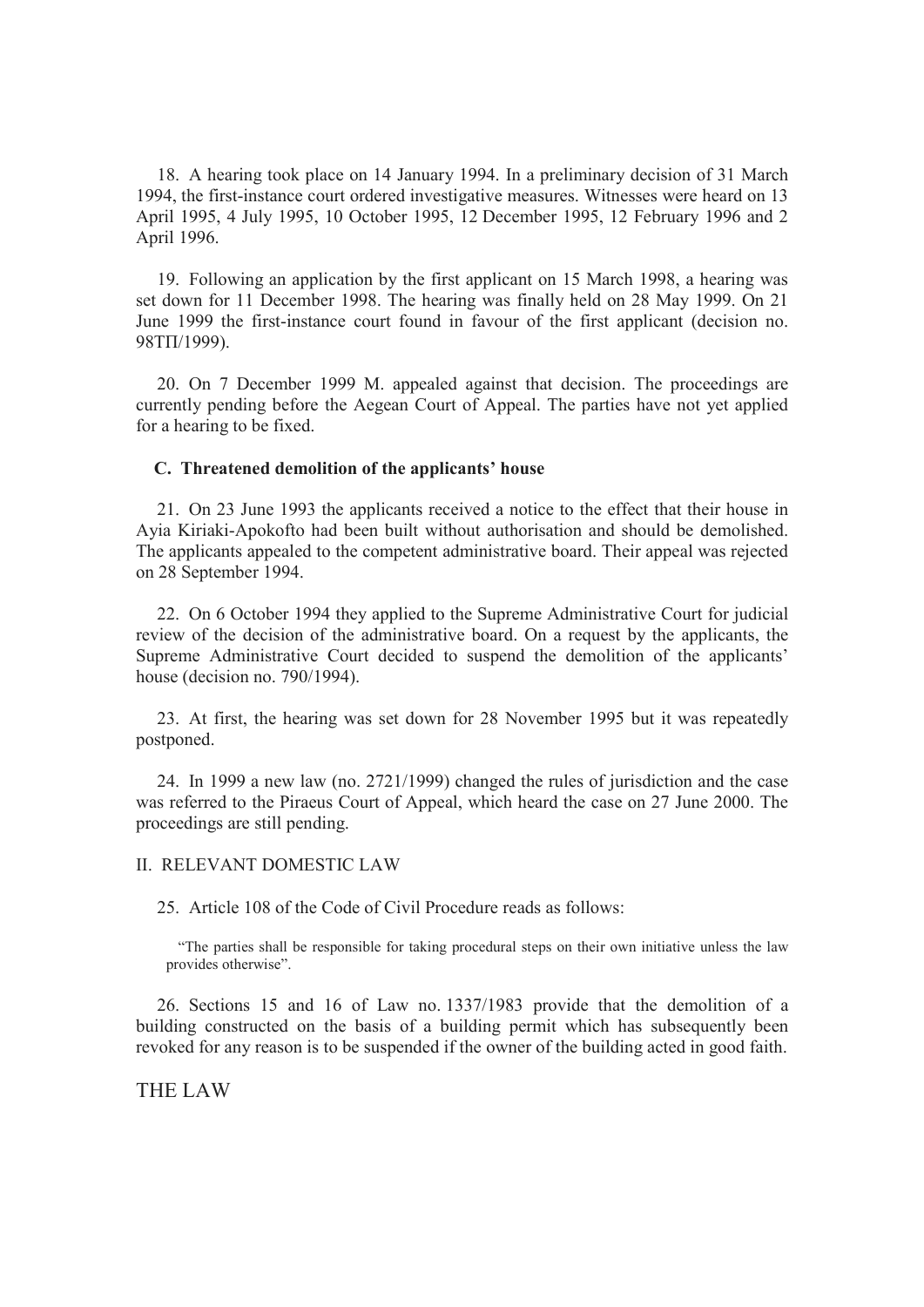18. A hearing took place on 14 January 1994. In a preliminary decision of 31 March 1994, the first-instance court ordered investigative measures. Witnesses were heard on 13 April 1995, 4 July 1995, 10 October 1995, 12 December 1995, 12 February 1996 and 2 April 1996.

19. Following an application by the first applicant on 15 March 1998, a hearing was set down for 11 December 1998. The hearing was finally held on 28 May 1999. On 21 June 1999 the first-instance court found in favour of the first applicant (decision no. 98ΤΠ/1999).

20. On 7 December 1999 M. appealed against that decision. The proceedings are currently pending before the Aegean Court of Appeal. The parties have not yet applied for a hearing to be fixed.

### C. Threatened demolition of the applicants' house

21. On 23 June 1993 the applicants received a notice to the effect that their house in Ayia Kiriaki-Apokofto had been built without authorisation and should be demolished. The applicants appealed to the competent administrative board. Their appeal was rejected on 28 September 1994.

22. On 6 October 1994 they applied to the Supreme Administrative Court for judicial review of the decision of the administrative board. On a request by the applicants, the Supreme Administrative Court decided to suspend the demolition of the applicants' house (decision no. 790/1994).

23. At first, the hearing was set down for 28 November 1995 but it was repeatedly postponed.

24. In 1999 a new law (no. 2721/1999) changed the rules of jurisdiction and the case was referred to the Piraeus Court of Appeal, which heard the case on 27 June 2000. The proceedings are still pending.

## II. RELEVANT DOMESTIC LAW

25. Article 108 of the Code of Civil Procedure reads as follows:

> "The parties shall be responsible for taking procedural steps on their own initiative unless the law provides otherwise".

26. Sections 15 and 16 of Law no. 1337/1983 provide that the demolition of a building constructed on the basis of a building permit which has subsequently been revoked for any reason is to be suspended if the owner of the building acted in good faith.

# THE LAW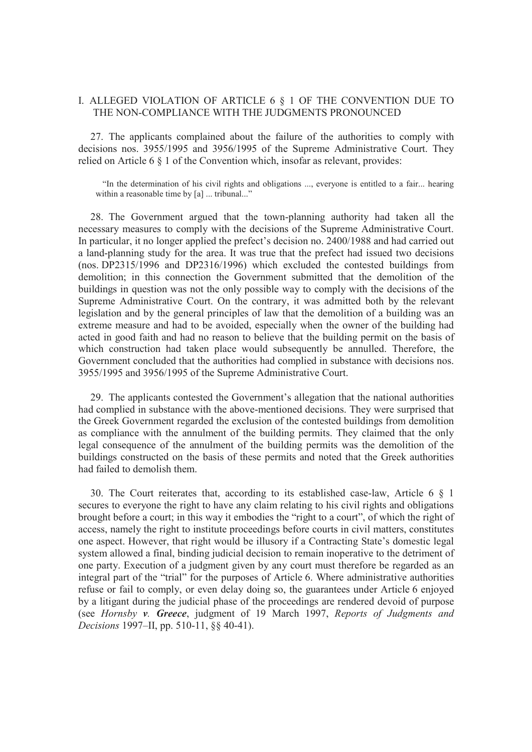## I. ALLEGED VIOLATION OF ARTICLE 6 § 1 OF THE CONVENTION DUE TO THE NON-COMPLIANCE WITH THE JUDGMENTS PRONOUNCED

27. The applicants complained about the failure of the authorities to comply with decisions nos. 3955/1995 and 3956/1995 of the Supreme Administrative Court. They relied on Article 6 § 1 of the Convention which, insofar as relevant, provides:

> "In the determination of his civil rights and obligations ..., everyone is entitled to a fair... hearing within a reasonable time by [a] ... tribunal..."

28. The Government argued that the town-planning authority had taken all the necessary measures to comply with the decisions of the Supreme Administrative Court. In particular, it no longer applied the prefect's decision no. 2400/1988 and had carried out a land-planning study for the area. It was true that the prefect had issued two decisions (nos. DP2315/1996 and DP2316/1996) which excluded the contested buildings from demolition; in this connection the Government submitted that the demolition of the buildings in question was not the only possible way to comply with the decisions of the Supreme Administrative Court. On the contrary, it was admitted both by the relevant legislation and by the general principles of law that the demolition of a building was an extreme measure and had to be avoided, especially when the owner of the building had acted in good faith and had no reason to believe that the building permit on the basis of which construction had taken place would subsequently be annulled. Therefore, the Government concluded that the authorities had complied in substance with decisions nos. 3955/1995 and 3956/1995 of the Supreme Administrative Court.

29. The applicants contested the Government's allegation that the national authorities had complied in substance with the above-mentioned decisions. They were surprised that the Greek Government regarded the exclusion of the contested buildings from demolition as compliance with the annulment of the building permits. They claimed that the only legal consequence of the annulment of the building permits was the demolition of the buildings constructed on the basis of these permits and noted that the Greek authorities had failed to demolish them.

30. The Court reiterates that, according to its established case-law, Article 6 § 1 secures to everyone the right to have any claim relating to his civil rights and obligations brought before a court; in this way it embodies the "right to a court", of which the right of access, namely the right to institute proceedings before courts in civil matters, constitutes one aspect. However, that right would be illusory if a Contracting State's domestic legal system allowed a final, binding judicial decision to remain inoperative to the detriment of one party. Execution of a judgment given by any court must therefore be regarded as an integral part of the "trial" for the purposes of Article 6. Where administrative authorities refuse or fail to comply, or even delay doing so, the guarantees under Article 6 enjoyed by a litigant during the judicial phase of the proceedings are rendered devoid of purpose (see *Hornsby **v.** **Greece***, judgment of 19 March 1997, *Reports of Judgments and Decisions* 1997–II, pp. 510-11, §§ 40-41).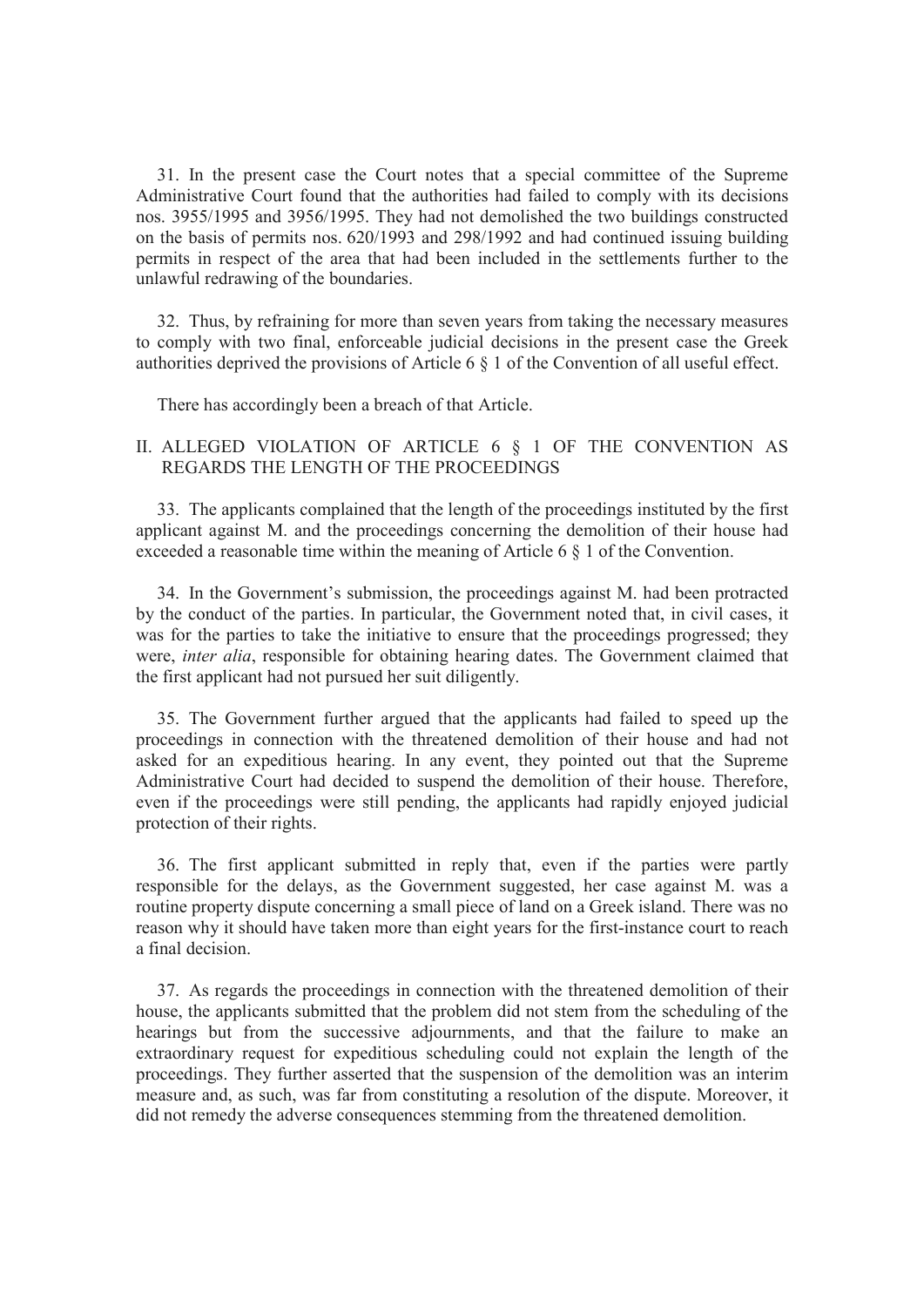31. In the present case the Court notes that a special committee of the Supreme Administrative Court found that the authorities had failed to comply with its decisions nos. 3955/1995 and 3956/1995. They had not demolished the two buildings constructed on the basis of permits nos. 620/1993 and 298/1992 and had continued issuing building permits in respect of the area that had been included in the settlements further to the unlawful redrawing of the boundaries.

32. Thus, by refraining for more than seven years from taking the necessary measures to comply with two final, enforceable judicial decisions in the present case the Greek authorities deprived the provisions of Article 6 § 1 of the Convention of all useful effect.

There has accordingly been a breach of that Article.

## II. ALLEGED VIOLATION OF ARTICLE 6 § 1 OF THE CONVENTION AS REGARDS THE LENGTH OF THE PROCEEDINGS

33. The applicants complained that the length of the proceedings instituted by the first applicant against M. and the proceedings concerning the demolition of their house had exceeded a reasonable time within the meaning of Article 6 § 1 of the Convention.

34. In the Government's submission, the proceedings against M. had been protracted by the conduct of the parties. In particular, the Government noted that, in civil cases, it was for the parties to take the initiative to ensure that the proceedings progressed; they were, *inter alia*, responsible for obtaining hearing dates. The Government claimed that the first applicant had not pursued her suit diligently.

35. The Government further argued that the applicants had failed to speed up the proceedings in connection with the threatened demolition of their house and had not asked for an expeditious hearing. In any event, they pointed out that the Supreme Administrative Court had decided to suspend the demolition of their house. Therefore, even if the proceedings were still pending, the applicants had rapidly enjoyed judicial protection of their rights.

36. The first applicant submitted in reply that, even if the parties were partly responsible for the delays, as the Government suggested, her case against M. was a routine property dispute concerning a small piece of land on a Greek island. There was no reason why it should have taken more than eight years for the first-instance court to reach a final decision.

37. As regards the proceedings in connection with the threatened demolition of their house, the applicants submitted that the problem did not stem from the scheduling of the hearings but from the successive adjournments, and that the failure to make an extraordinary request for expeditious scheduling could not explain the length of the proceedings. They further asserted that the suspension of the demolition was an interim measure and, as such, was far from constituting a resolution of the dispute. Moreover, it did not remedy the adverse consequences stemming from the threatened demolition.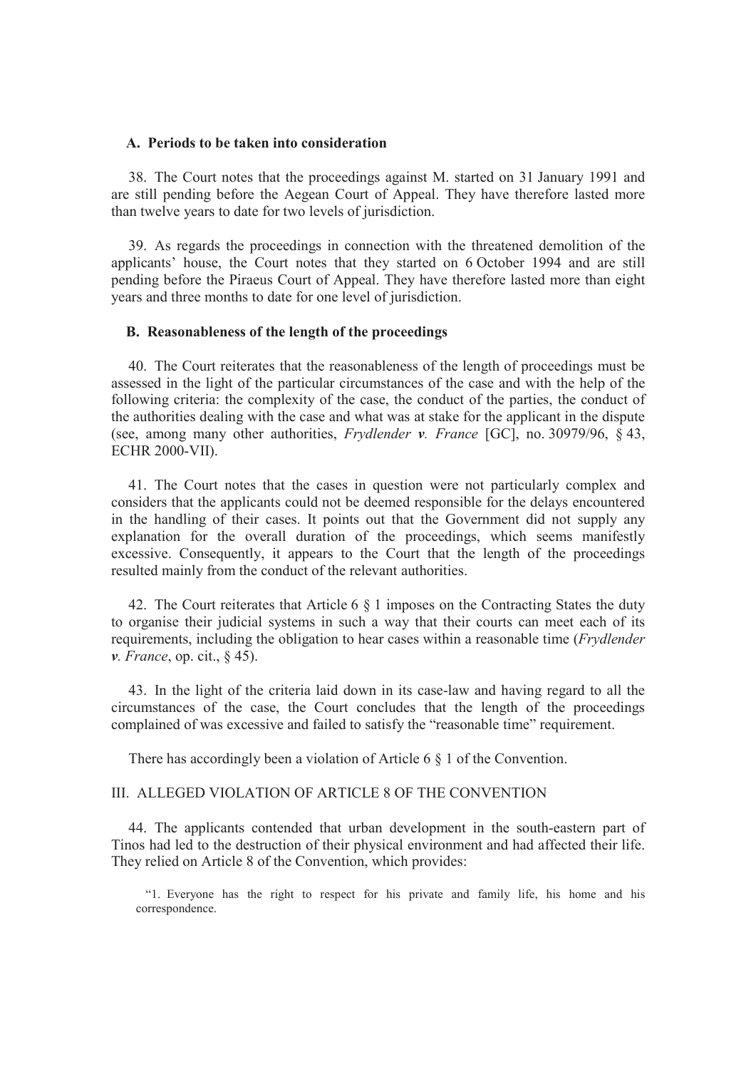### A. Periods to be taken into consideration

38. The Court notes that the proceedings against M. started on 31 January 1991 and are still pending before the Aegean Court of Appeal. They have therefore lasted more than twelve years to date for two levels of jurisdiction.

39. As regards the proceedings in connection with the threatened demolition of the applicants' house, the Court notes that they started on 6 October 1994 and are still pending before the Piraeus Court of Appeal. They have therefore lasted more than eight years and three months to date for one level of jurisdiction.

### B. Reasonableness of the length of the proceedings

40. The Court reiterates that the reasonableness of the length of proceedings must be assessed in the light of the particular circumstances of the case and with the help of the following criteria: the complexity of the case, the conduct of the parties, the conduct of the authorities dealing with the case and what was at stake for the applicant in the dispute (see, among many other authorities, *Frydlender v. France* [GC], no. 30979/96, § 43, ECHR 2000-VII).

41. The Court notes that the cases in question were not particularly complex and considers that the applicants could not be deemed responsible for the delays encountered in the handling of their cases. It points out that the Government did not supply any explanation for the overall duration of the proceedings, which seems manifestly excessive. Consequently, it appears to the Court that the length of the proceedings resulted mainly from the conduct of the relevant authorities.

42. The Court reiterates that Article 6 § 1 imposes on the Contracting States the duty to organise their judicial systems in such a way that their courts can meet each of its requirements, including the obligation to hear cases within a reasonable time (*Frydlender v. France*, op. cit., § 45).

43. In the light of the criteria laid down in its case-law and having regard to all the circumstances of the case, the Court concludes that the length of the proceedings complained of was excessive and failed to satisfy the "reasonable time" requirement.

There has accordingly been a violation of Article 6 § 1 of the Convention.

## III. ALLEGED VIOLATION OF ARTICLE 8 OF THE CONVENTION

44. The applicants contended that urban development in the south-eastern part of Tinos had led to the destruction of their physical environment and had affected their life. They relied on Article 8 of the Convention, which provides:

> "1. Everyone has the right to respect for his private and family life, his home and his correspondence.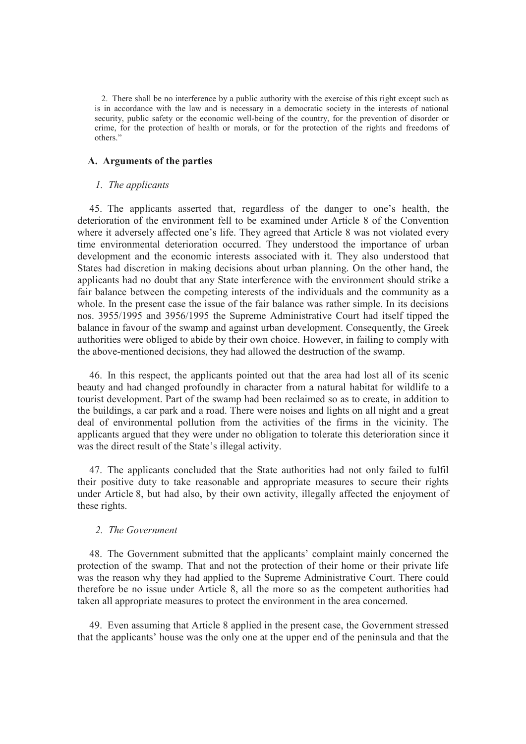2. There shall be no interference by a public authority with the exercise of this right except such as is in accordance with the law and is necessary in a democratic society in the interests of national security, public safety or the economic well-being of the country, for the prevention of disorder or crime, for the protection of health or morals, or for the protection of the rights and freedoms of others."

### A. Arguments of the parties

#### *1. The applicants*

45. The applicants asserted that, regardless of the danger to one's health, the deterioration of the environment fell to be examined under Article 8 of the Convention where it adversely affected one's life. They agreed that Article 8 was not violated every time environmental deterioration occurred. They understood the importance of urban development and the economic interests associated with it. They also understood that States had discretion in making decisions about urban planning. On the other hand, the applicants had no doubt that any State interference with the environment should strike a fair balance between the competing interests of the individuals and the community as a whole. In the present case the issue of the fair balance was rather simple. In its decisions nos. 3955/1995 and 3956/1995 the Supreme Administrative Court had itself tipped the balance in favour of the swamp and against urban development. Consequently, the Greek authorities were obliged to abide by their own choice. However, in failing to comply with the above-mentioned decisions, they had allowed the destruction of the swamp.

46. In this respect, the applicants pointed out that the area had lost all of its scenic beauty and had changed profoundly in character from a natural habitat for wildlife to a tourist development. Part of the swamp had been reclaimed so as to create, in addition to the buildings, a car park and a road. There were noises and lights on all night and a great deal of environmental pollution from the activities of the firms in the vicinity. The applicants argued that they were under no obligation to tolerate this deterioration since it was the direct result of the State's illegal activity.

47. The applicants concluded that the State authorities had not only failed to fulfil their positive duty to take reasonable and appropriate measures to secure their rights under Article 8, but had also, by their own activity, illegally affected the enjoyment of these rights.

#### *2. The Government*

48. The Government submitted that the applicants' complaint mainly concerned the protection of the swamp. That and not the protection of their home or their private life was the reason why they had applied to the Supreme Administrative Court. There could therefore be no issue under Article 8, all the more so as the competent authorities had taken all appropriate measures to protect the environment in the area concerned.

49. Even assuming that Article 8 applied in the present case, the Government stressed that the applicants' house was the only one at the upper end of the peninsula and that the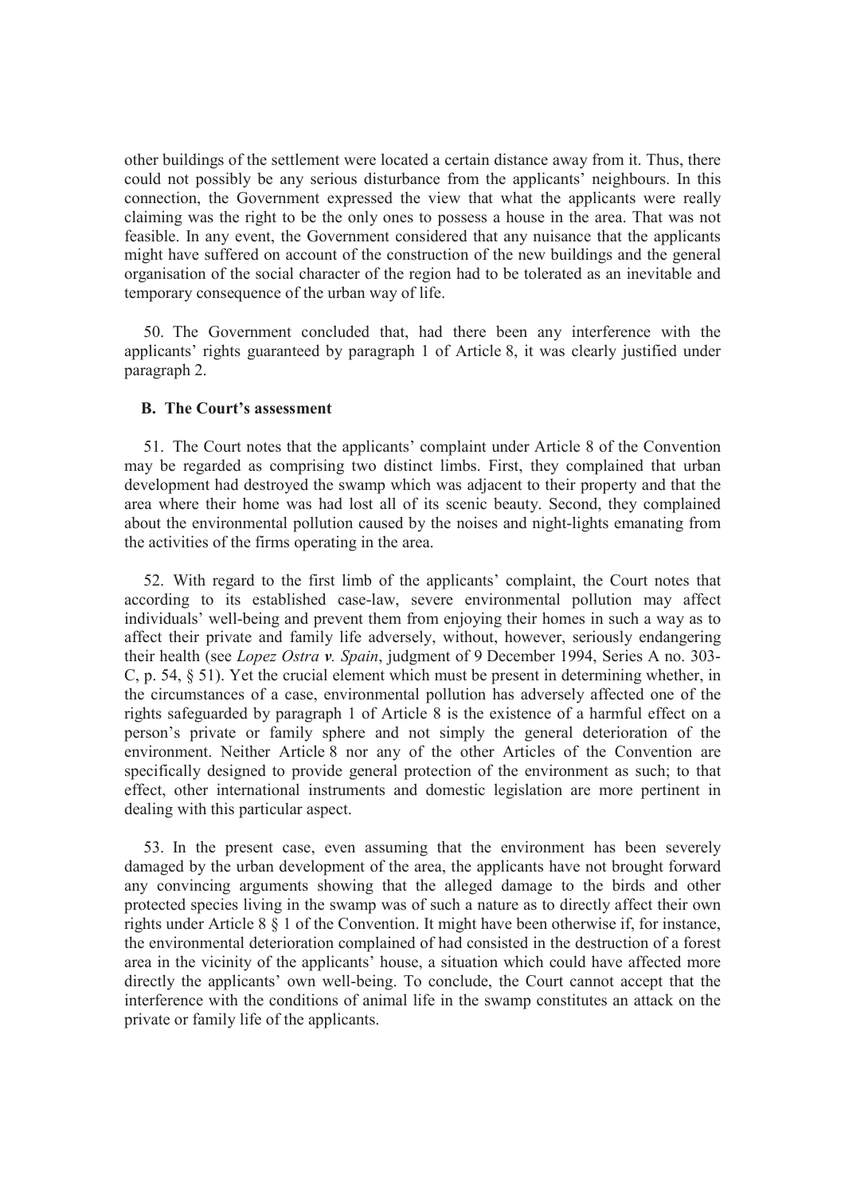other buildings of the settlement were located a certain distance away from it. Thus, there could not possibly be any serious disturbance from the applicants' neighbours. In this connection, the Government expressed the view that what the applicants were really claiming was the right to be the only ones to possess a house in the area. That was not feasible. In any event, the Government considered that any nuisance that the applicants might have suffered on account of the construction of the new buildings and the general organisation of the social character of the region had to be tolerated as an inevitable and temporary consequence of the urban way of life.

50. The Government concluded that, had there been any interference with the applicants' rights guaranteed by paragraph 1 of Article 8, it was clearly justified under paragraph 2.

### B. The Court's assessment

51. The Court notes that the applicants' complaint under Article 8 of the Convention may be regarded as comprising two distinct limbs. First, they complained that urban development had destroyed the swamp which was adjacent to their property and that the area where their home was had lost all of its scenic beauty. Second, they complained about the environmental pollution caused by the noises and night-lights emanating from the activities of the firms operating in the area.

52. With regard to the first limb of the applicants' complaint, the Court notes that according to its established case-law, severe environmental pollution may affect individuals' well-being and prevent them from enjoying their homes in such a way as to affect their private and family life adversely, without, however, seriously endangering their health (see *Lopez Ostra **v.** Spain*, judgment of 9 December 1994, Series A no. 303-C, p. 54, § 51). Yet the crucial element which must be present in determining whether, in the circumstances of a case, environmental pollution has adversely affected one of the rights safeguarded by paragraph 1 of Article 8 is the existence of a harmful effect on a person's private or family sphere and not simply the general deterioration of the environment. Neither Article 8 nor any of the other Articles of the Convention are specifically designed to provide general protection of the environment as such; to that effect, other international instruments and domestic legislation are more pertinent in dealing with this particular aspect.

53. In the present case, even assuming that the environment has been severely damaged by the urban development of the area, the applicants have not brought forward any convincing arguments showing that the alleged damage to the birds and other protected species living in the swamp was of such a nature as to directly affect their own rights under Article 8 § 1 of the Convention. It might have been otherwise if, for instance, the environmental deterioration complained of had consisted in the destruction of a forest area in the vicinity of the applicants' house, a situation which could have affected more directly the applicants' own well-being. To conclude, the Court cannot accept that the interference with the conditions of animal life in the swamp constitutes an attack on the private or family life of the applicants.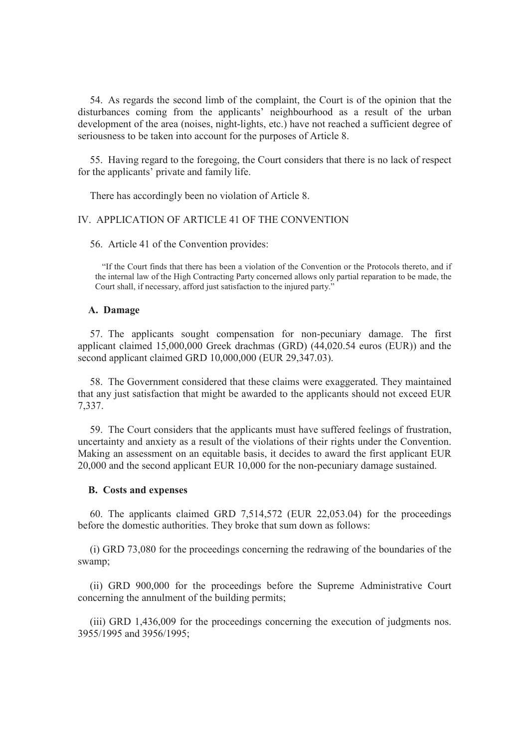54. As regards the second limb of the complaint, the Court is of the opinion that the disturbances coming from the applicants' neighbourhood as a result of the urban development of the area (noises, night-lights, etc.) have not reached a sufficient degree of seriousness to be taken into account for the purposes of Article 8.

55. Having regard to the foregoing, the Court considers that there is no lack of respect for the applicants' private and family life.

There has accordingly been no violation of Article 8.

## IV. APPLICATION OF ARTICLE 41 OF THE CONVENTION

56. Article 41 of the Convention provides:

> "If the Court finds that there has been a violation of the Convention or the Protocols thereto, and if the internal law of the High Contracting Party concerned allows only partial reparation to be made, the Court shall, if necessary, afford just satisfaction to the injured party."

### A. Damage

57. The applicants sought compensation for non-pecuniary damage. The first applicant claimed 15,000,000 Greek drachmas (GRD) (44,020.54 euros (EUR)) and the second applicant claimed GRD 10,000,000 (EUR 29,347.03).

58. The Government considered that these claims were exaggerated. They maintained that any just satisfaction that might be awarded to the applicants should not exceed EUR 7,337.

59. The Court considers that the applicants must have suffered feelings of frustration, uncertainty and anxiety as a result of the violations of their rights under the Convention. Making an assessment on an equitable basis, it decides to award the first applicant EUR 20,000 and the second applicant EUR 10,000 for the non-pecuniary damage sustained.

### B. Costs and expenses

60. The applicants claimed GRD 7,514,572 (EUR 22,053.04) for the proceedings before the domestic authorities. They broke that sum down as follows:

(i) GRD 73,080 for the proceedings concerning the redrawing of the boundaries of the swamp;

(ii) GRD 900,000 for the proceedings before the Supreme Administrative Court concerning the annulment of the building permits;

(iii) GRD 1,436,009 for the proceedings concerning the execution of judgments nos. 3955/1995 and 3956/1995;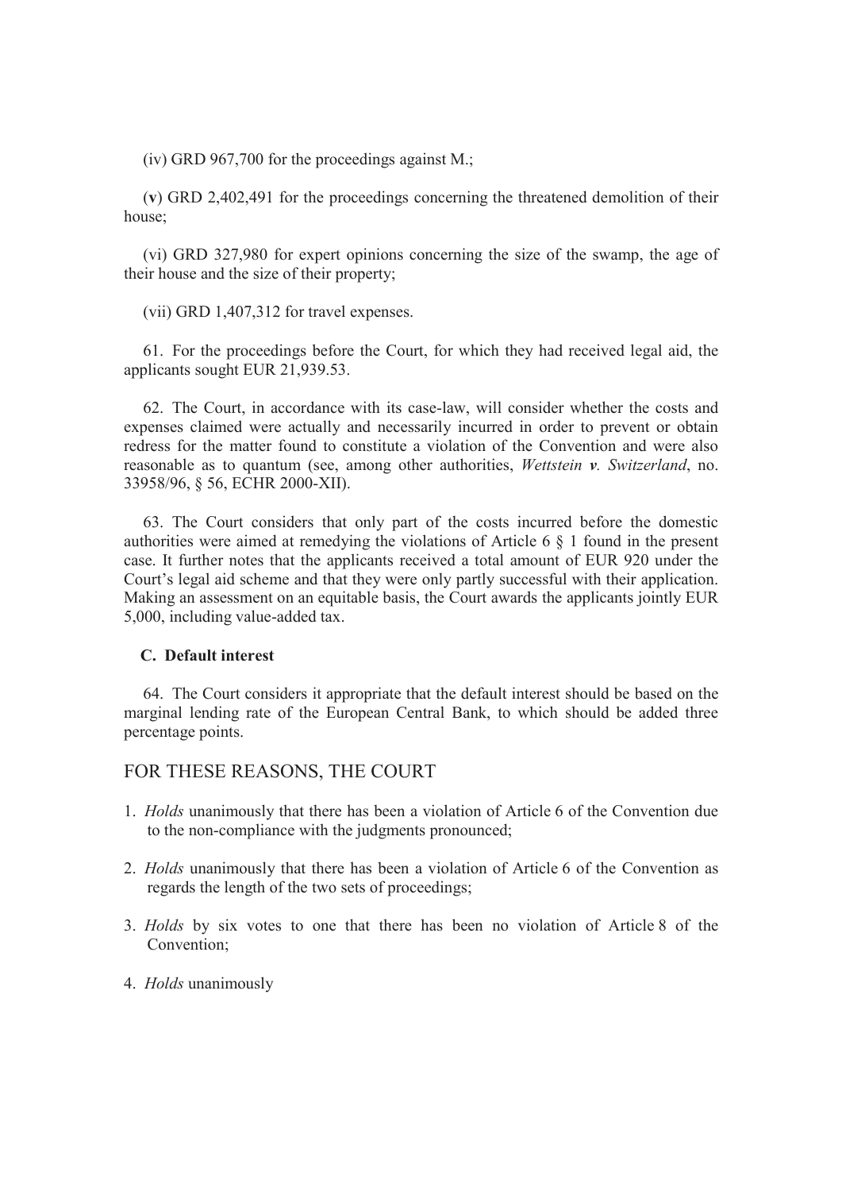(iv) GRD 967,700 for the proceedings against M.;

(**v**) GRD 2,402,491 for the proceedings concerning the threatened demolition of their house;

(vi) GRD 327,980 for expert opinions concerning the size of the swamp, the age of their house and the size of their property;

(vii) GRD 1,407,312 for travel expenses.

61. For the proceedings before the Court, for which they had received legal aid, the applicants sought EUR 21,939.53.

62. The Court, in accordance with its case-law, will consider whether the costs and expenses claimed were actually and necessarily incurred in order to prevent or obtain redress for the matter found to constitute a violation of the Convention and were also reasonable as to quantum (see, among other authorities, *Wettstein **v**. Switzerland*, no. 33958/96, § 56, ECHR 2000-XII).

63. The Court considers that only part of the costs incurred before the domestic authorities were aimed at remedying the violations of Article 6 § 1 found in the present case. It further notes that the applicants received a total amount of EUR 920 under the Court's legal aid scheme and that they were only partly successful with their application. Making an assessment on an equitable basis, the Court awards the applicants jointly EUR 5,000, including value-added tax.

### C. Default interest

64. The Court considers it appropriate that the default interest should be based on the marginal lending rate of the European Central Bank, to which should be added three percentage points.

## FOR THESE REASONS, THE COURT

1. *Holds* unanimously that there has been a violation of Article 6 of the Convention due to the non-compliance with the judgments pronounced;

2. *Holds* unanimously that there has been a violation of Article 6 of the Convention as regards the length of the two sets of proceedings;

3. *Holds* by six votes to one that there has been no violation of Article 8 of the Convention;

4. *Holds* unanimously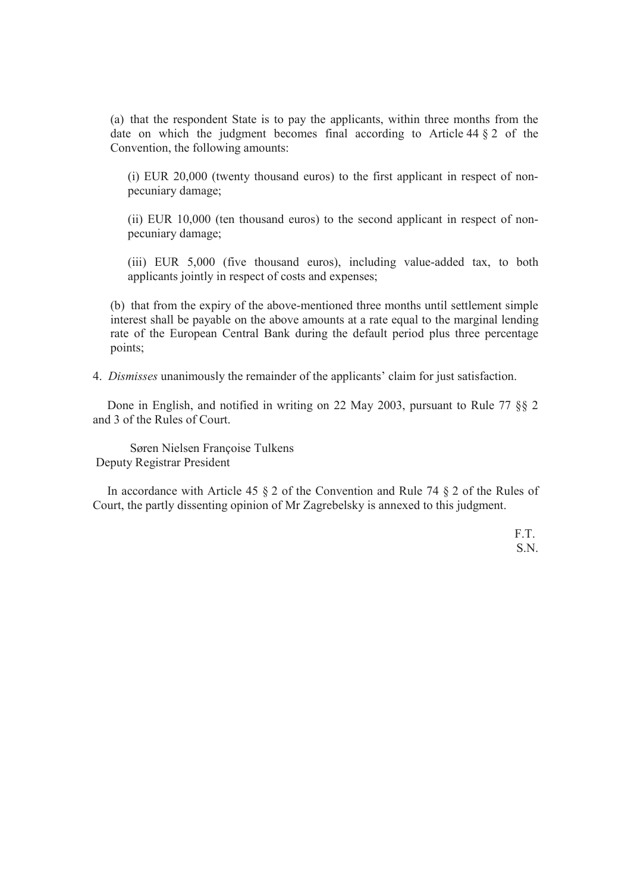(a) that the respondent State is to pay the applicants, within three months from the date on which the judgment becomes final according to Article 44 § 2 of the Convention, the following amounts:

(i) EUR 20,000 (twenty thousand euros) to the first applicant in respect of non-pecuniary damage;

(ii) EUR 10,000 (ten thousand euros) to the second applicant in respect of non-pecuniary damage;

(iii) EUR 5,000 (five thousand euros), including value-added tax, to both applicants jointly in respect of costs and expenses;

(b) that from the expiry of the above-mentioned three months until settlement simple interest shall be payable on the above amounts at a rate equal to the marginal lending rate of the European Central Bank during the default period plus three percentage points;

4. *Dismisses* unanimously the remainder of the applicants' claim for just satisfaction.

Done in English, and notified in writing on 22 May 2003, pursuant to Rule 77 §§ 2 and 3 of the Rules of Court.

Søren Nielsen Françoise Tulkens
Deputy Registrar President

In accordance with Article 45 § 2 of the Convention and Rule 74 § 2 of the Rules of Court, the partly dissenting opinion of Mr Zagrebelsky is annexed to this judgment.

F.T.
S.N.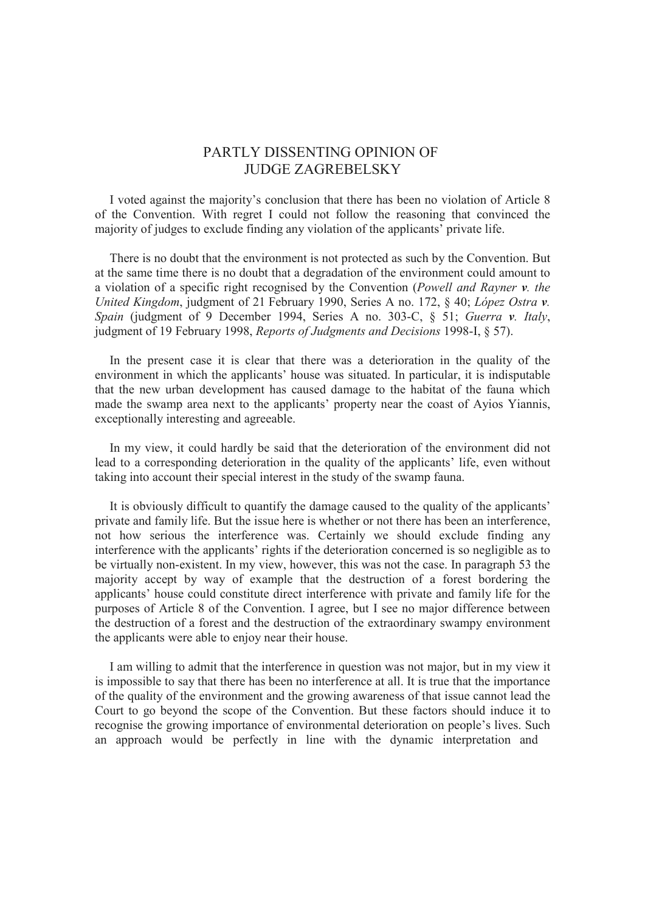## PARTLY DISSENTING OPINION OF JUDGE ZAGREBELSKY

I voted against the majority's conclusion that there has been no violation of Article 8 of the Convention. With regret I could not follow the reasoning that convinced the majority of judges to exclude finding any violation of the applicants' private life.

There is no doubt that the environment is not protected as such by the Convention. But at the same time there is no doubt that a degradation of the environment could amount to a violation of a specific right recognised by the Convention (*Powell and Rayner **v.** the United Kingdom*, judgment of 21 February 1990, Series A no. 172, § 40; *López Ostra **v.** Spain* (judgment of 9 December 1994, Series A no. 303-C, § 51; *Guerra **v.** Italy*, judgment of 19 February 1998, *Reports of Judgments and Decisions* 1998-I, § 57).

In the present case it is clear that there was a deterioration in the quality of the environment in which the applicants' house was situated. In particular, it is indisputable that the new urban development has caused damage to the habitat of the fauna which made the swamp area next to the applicants' property near the coast of Ayios Yiannis, exceptionally interesting and agreeable.

In my view, it could hardly be said that the deterioration of the environment did not lead to a corresponding deterioration in the quality of the applicants' life, even without taking into account their special interest in the study of the swamp fauna.

It is obviously difficult to quantify the damage caused to the quality of the applicants' private and family life. But the issue here is whether or not there has been an interference, not how serious the interference was. Certainly we should exclude finding any interference with the applicants' rights if the deterioration concerned is so negligible as to be virtually non-existent. In my view, however, this was not the case. In paragraph 53 the majority accept by way of example that the destruction of a forest bordering the applicants' house could constitute direct interference with private and family life for the purposes of Article 8 of the Convention. I agree, but I see no major difference between the destruction of a forest and the destruction of the extraordinary swampy environment the applicants were able to enjoy near their house.

I am willing to admit that the interference in question was not major, but in my view it is impossible to say that there has been no interference at all. It is true that the importance of the quality of the environment and the growing awareness of that issue cannot lead the Court to go beyond the scope of the Convention. But these factors should induce it to recognise the growing importance of environmental deterioration on people's lives. Such an approach would be perfectly in line with the dynamic interpretation and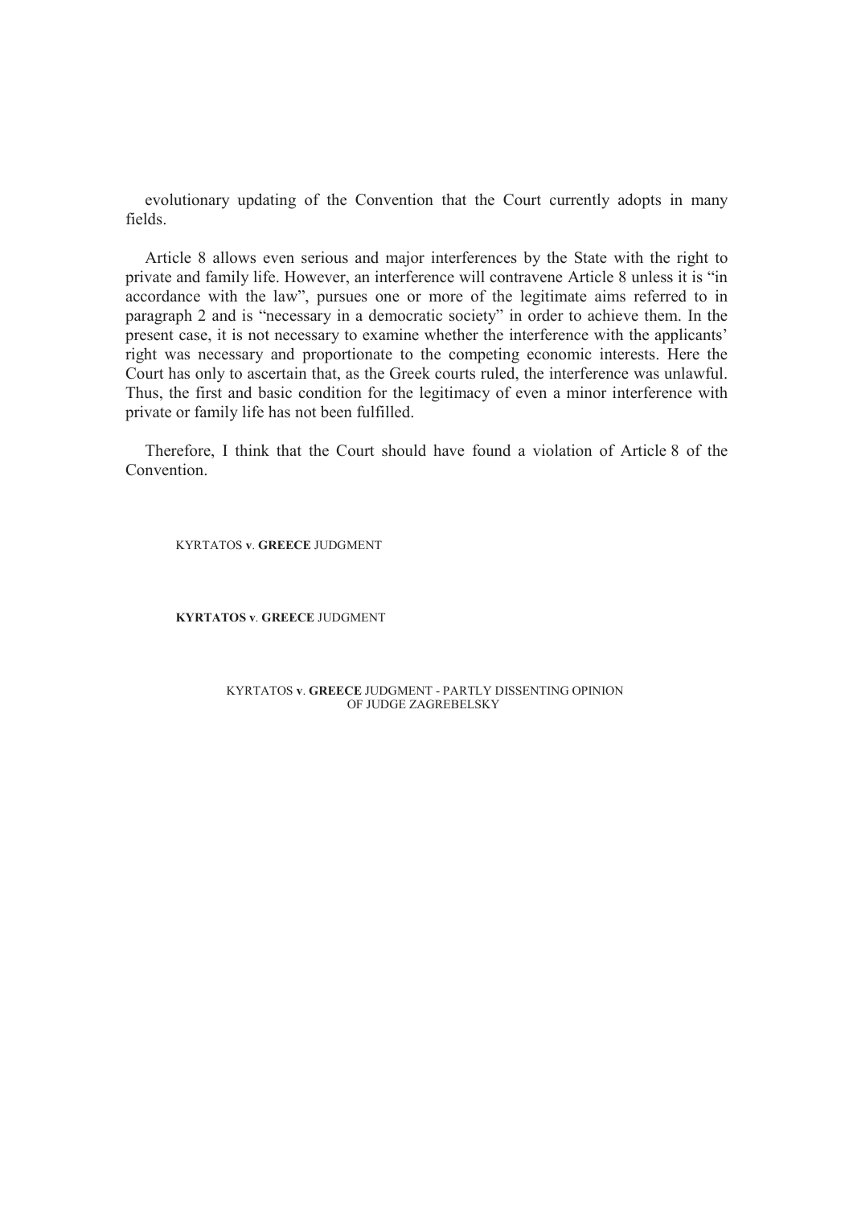evolutionary updating of the Convention that the Court currently adopts in many fields.

Article 8 allows even serious and major interferences by the State with the right to private and family life. However, an interference will contravene Article 8 unless it is "in accordance with the law", pursues one or more of the legitimate aims referred to in paragraph 2 and is "necessary in a democratic society" in order to achieve them. In the present case, it is not necessary to examine whether the interference with the applicants' right was necessary and proportionate to the competing economic interests. Here the Court has only to ascertain that, as the Greek courts ruled, the interference was unlawful. Thus, the first and basic condition for the legitimacy of even a minor interference with private or family life has not been fulfilled.

Therefore, I think that the Court should have found a violation of Article 8 of the Convention.